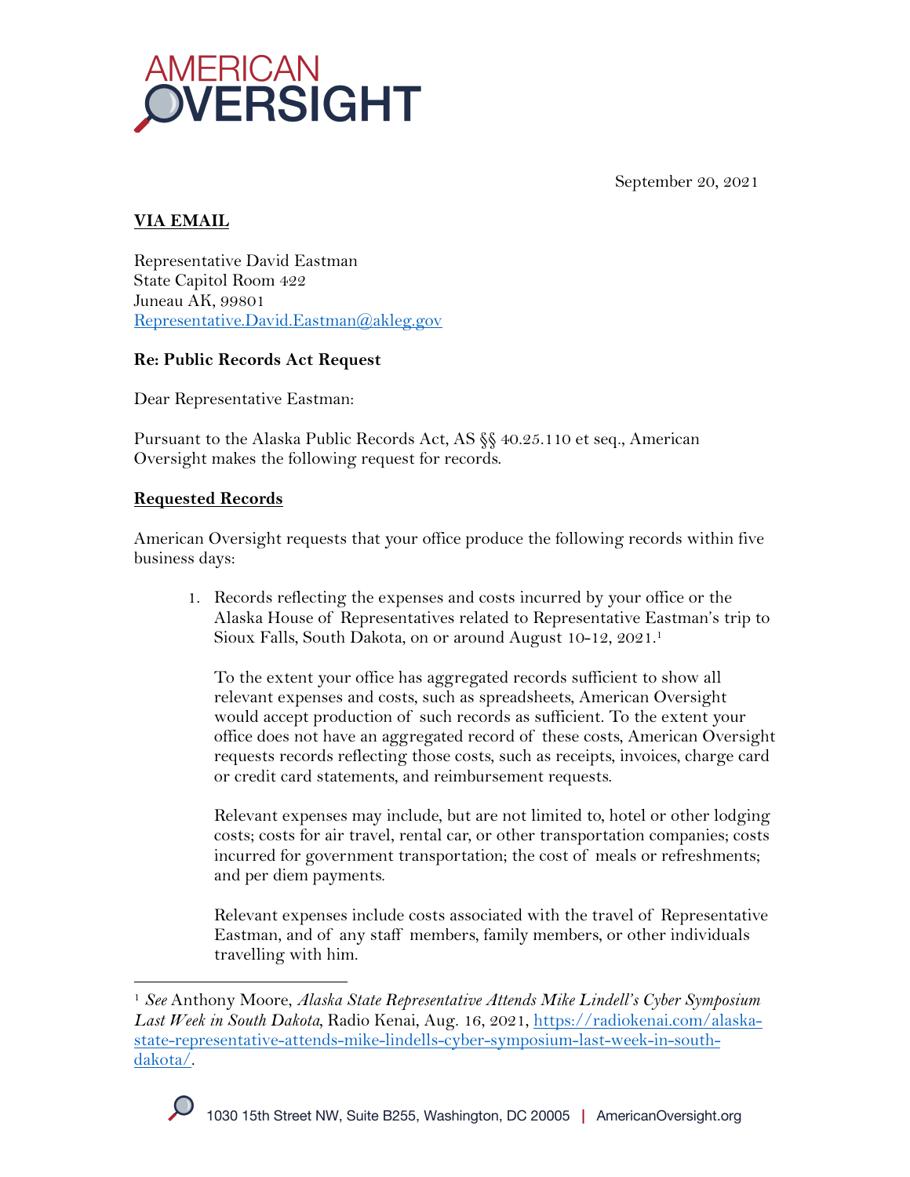AMERICAN OVERSIGHT

September 20, 2021

**VIA EMAIL**

Representative David Eastman
State Capitol Room 422
Juneau AK, 99801
Representative.David.Eastman@akleg.gov

**Re: Public Records Act Request**

Dear Representative Eastman:

Pursuant to the Alaska Public Records Act, AS §§ 40.25.110 et seq., American Oversight makes the following request for records.

**Requested Records**

American Oversight requests that your office produce the following records within five business days:

1. Records reflecting the expenses and costs incurred by your office or the Alaska House of Representatives related to Representative Eastman's trip to Sioux Falls, South Dakota, on or around August 10-12, 2021.[1]

   To the extent your office has aggregated records sufficient to show all relevant expenses and costs, such as spreadsheets, American Oversight would accept production of such records as sufficient. To the extent your office does not have an aggregated record of these costs, American Oversight requests records reflecting those costs, such as receipts, invoices, charge card or credit card statements, and reimbursement requests.

   Relevant expenses may include, but are not limited to, hotel or other lodging costs; costs for air travel, rental car, or other transportation companies; costs incurred for government transportation; the cost of meals or refreshments; and per diem payments.

   Relevant expenses include costs associated with the travel of Representative Eastman, and of any staff members, family members, or other individuals travelling with him.

---

[1] *See* Anthony Moore, *Alaska State Representative Attends Mike Lindell's Cyber Symposium Last Week in South Dakota*, Radio Kenai, Aug. 16, 2021, https://radiokenai.com/alaska-state-representative-attends-mike-lindells-cyber-symposium-last-week-in-south-dakota/.

1030 15th Street NW, Suite B255, Washington, DC 20005 | AmericanOversight.org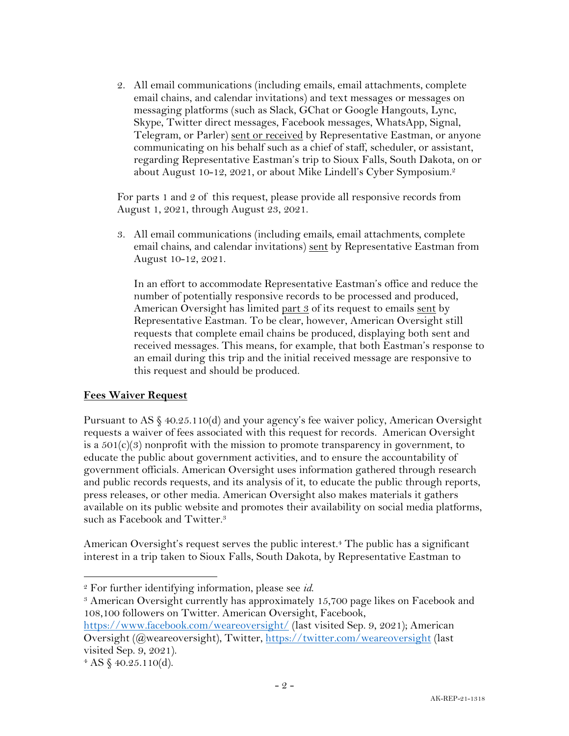2. All email communications (including emails, email attachments, complete email chains, and calendar invitations) and text messages or messages on messaging platforms (such as Slack, GChat or Google Hangouts, Lync, Skype, Twitter direct messages, Facebook messages, WhatsApp, Signal, Telegram, or Parler) sent or received by Representative Eastman, or anyone communicating on his behalf such as a chief of staff, scheduler, or assistant, regarding Representative Eastman's trip to Sioux Falls, South Dakota, on or about August 10-12, 2021, or about Mike Lindell's Cyber Symposium.[2]

For parts 1 and 2 of this request, please provide all responsive records from August 1, 2021, through August 23, 2021.

3. All email communications (including emails, email attachments, complete email chains, and calendar invitations) sent by Representative Eastman from August 10-12, 2021.

   In an effort to accommodate Representative Eastman's office and reduce the number of potentially responsive records to be processed and produced, American Oversight has limited part 3 of its request to emails sent by Representative Eastman. To be clear, however, American Oversight still requests that complete email chains be produced, displaying both sent and received messages. This means, for example, that both Eastman's response to an email during this trip and the initial received message are responsive to this request and should be produced.

## Fees Waiver Request

Pursuant to AS § 40.25.110(d) and your agency's fee waiver policy, American Oversight requests a waiver of fees associated with this request for records. American Oversight is a 501(c)(3) nonprofit with the mission to promote transparency in government, to educate the public about government activities, and to ensure the accountability of government officials. American Oversight uses information gathered through research and public records requests, and its analysis of it, to educate the public through reports, press releases, or other media. American Oversight also makes materials it gathers available on its public website and promotes their availability on social media platforms, such as Facebook and Twitter.[3]

American Oversight's request serves the public interest.[4] The public has a significant interest in a trip taken to Sioux Falls, South Dakota, by Representative Eastman to

---

[2] For further identifying information, please see *id.*

[3] American Oversight currently has approximately 15,700 page likes on Facebook and 108,100 followers on Twitter. American Oversight, Facebook, https://www.facebook.com/weareoversight/ (last visited Sep. 9, 2021); American Oversight (@weareoversight), Twitter, https://twitter.com/weareoversight (last visited Sep. 9, 2021).

[4] AS § 40.25.110(d).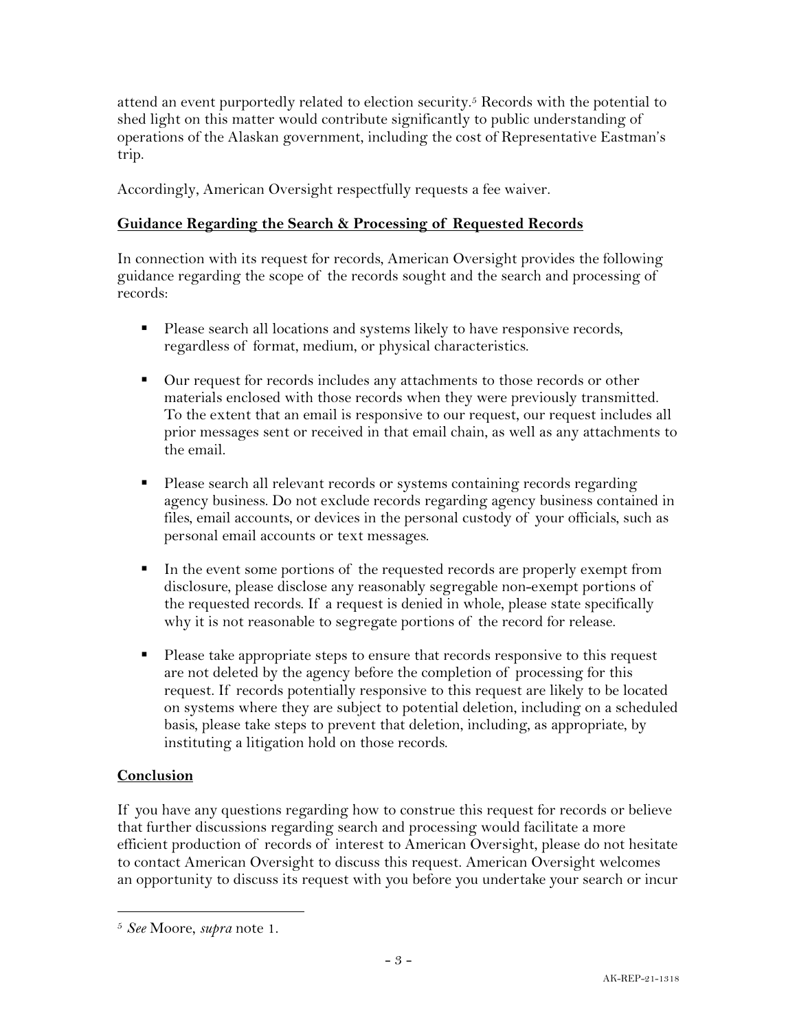attend an event purportedly related to election security.[5] Records with the potential to shed light on this matter would contribute significantly to public understanding of operations of the Alaskan government, including the cost of Representative Eastman's trip.

Accordingly, American Oversight respectfully requests a fee waiver.

**Guidance Regarding the Search & Processing of Requested Records**

In connection with its request for records, American Oversight provides the following guidance regarding the scope of the records sought and the search and processing of records:

- Please search all locations and systems likely to have responsive records, regardless of format, medium, or physical characteristics.
- Our request for records includes any attachments to those records or other materials enclosed with those records when they were previously transmitted. To the extent that an email is responsive to our request, our request includes all prior messages sent or received in that email chain, as well as any attachments to the email.
- Please search all relevant records or systems containing records regarding agency business. Do not exclude records regarding agency business contained in files, email accounts, or devices in the personal custody of your officials, such as personal email accounts or text messages.
- In the event some portions of the requested records are properly exempt from disclosure, please disclose any reasonably segregable non-exempt portions of the requested records. If a request is denied in whole, please state specifically why it is not reasonable to segregate portions of the record for release.
- Please take appropriate steps to ensure that records responsive to this request are not deleted by the agency before the completion of processing for this request. If records potentially responsive to this request are likely to be located on systems where they are subject to potential deletion, including on a scheduled basis, please take steps to prevent that deletion, including, as appropriate, by instituting a litigation hold on those records.

**Conclusion**

If you have any questions regarding how to construe this request for records or believe that further discussions regarding search and processing would facilitate a more efficient production of records of interest to American Oversight, please do not hesitate to contact American Oversight to discuss this request. American Oversight welcomes an opportunity to discuss its request with you before you undertake your search or incur

[5] *See* Moore, *supra* note 1.

AK-REP-21-1318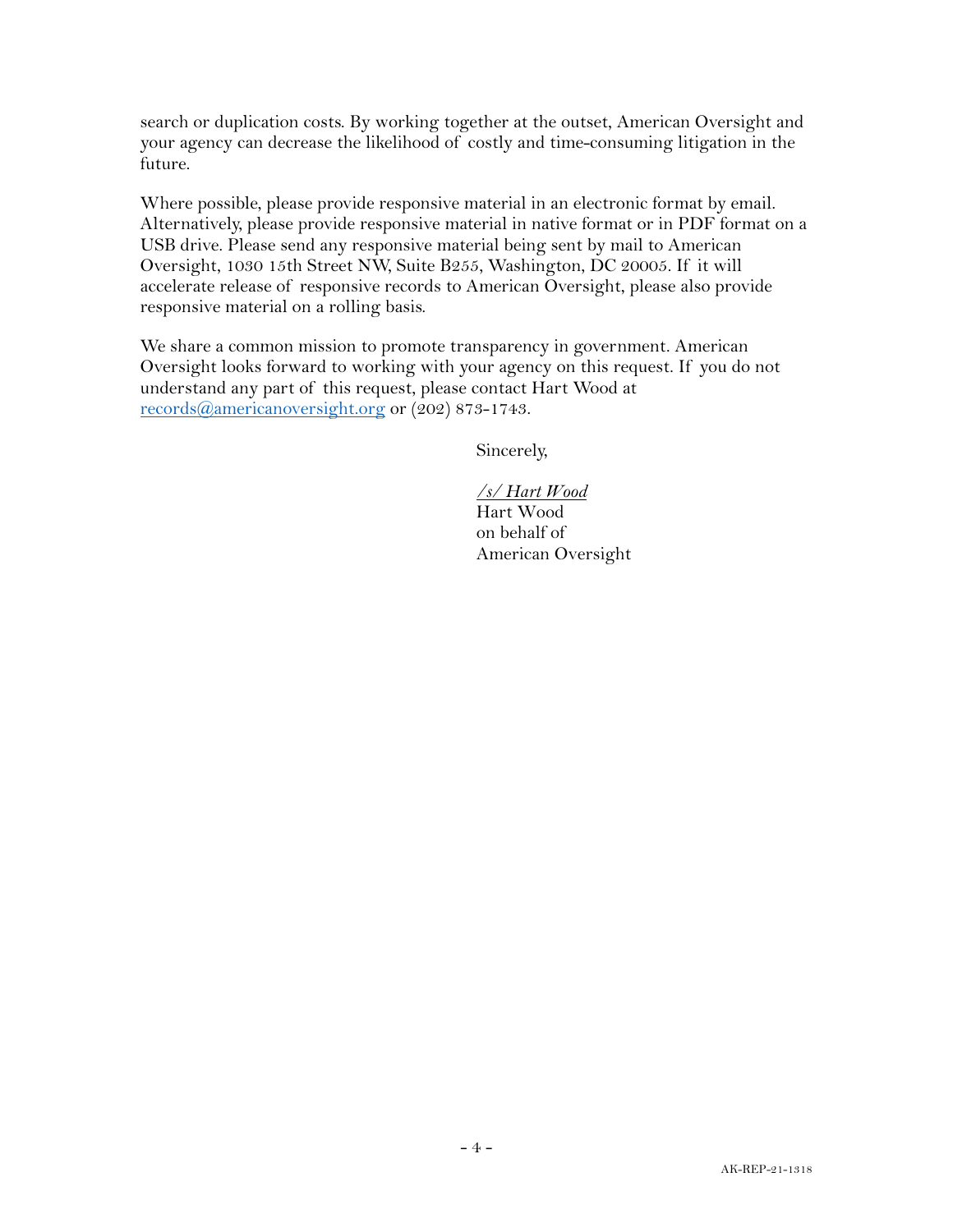search or duplication costs. By working together at the outset, American Oversight and your agency can decrease the likelihood of costly and time-consuming litigation in the future.

Where possible, please provide responsive material in an electronic format by email. Alternatively, please provide responsive material in native format or in PDF format on a USB drive. Please send any responsive material being sent by mail to American Oversight, 1030 15th Street NW, Suite B255, Washington, DC 20005. If it will accelerate release of responsive records to American Oversight, please also provide responsive material on a rolling basis.

We share a common mission to promote transparency in government. American Oversight looks forward to working with your agency on this request. If you do not understand any part of this request, please contact Hart Wood at records@americanoversight.org or (202) 873-1743.

Sincerely,

*/s/ Hart Wood*
Hart Wood
on behalf of
American Oversight

AK-REP-21-1318